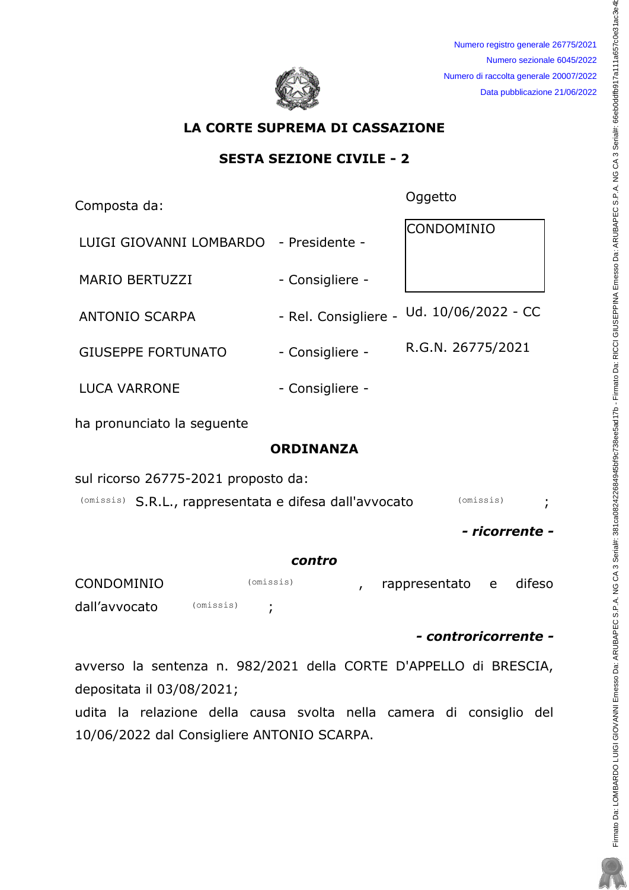Numero registro generale 26775/2021
Numero sezionale 6045/2022
Numero di raccolta generale 20007/2022
Data pubblicazione 21/06/2022

# LA CORTE SUPREMA DI CASSAZIONE

## SESTA SEZIONE CIVILE - 2

Composta da:

| | | |
|---|---|---|
| | | Oggetto |
| LUIGI GIOVANNI LOMBARDO | - Presidente - | CONDOMINIO |
| MARIO BERTUZZI | - Consigliere - | |
| ANTONIO SCARPA | - Rel. Consigliere - | Ud. 10/06/2022 - CC |
| GIUSEPPE FORTUNATO | - Consigliere - | R.G.N. 26775/2021 |
| LUCA VARRONE | - Consigliere - | |

ha pronunciato la seguente

**ORDINANZA**

sul ricorso 26775-2021 proposto da:

(omissis) S.R.L., rappresentata e difesa dall'avvocato (omissis) ;

***- ricorrente -***

***contro***

CONDOMINIO (omissis) , rappresentato e difeso dall'avvocato (omissis) ;

***- controricorrente -***

avverso la sentenza n. 982/2021 della CORTE D'APPELLO di BRESCIA, depositata il 03/08/2021;

udita la relazione della causa svolta nella camera di consiglio del 10/06/2022 dal Consigliere ANTONIO SCARPA.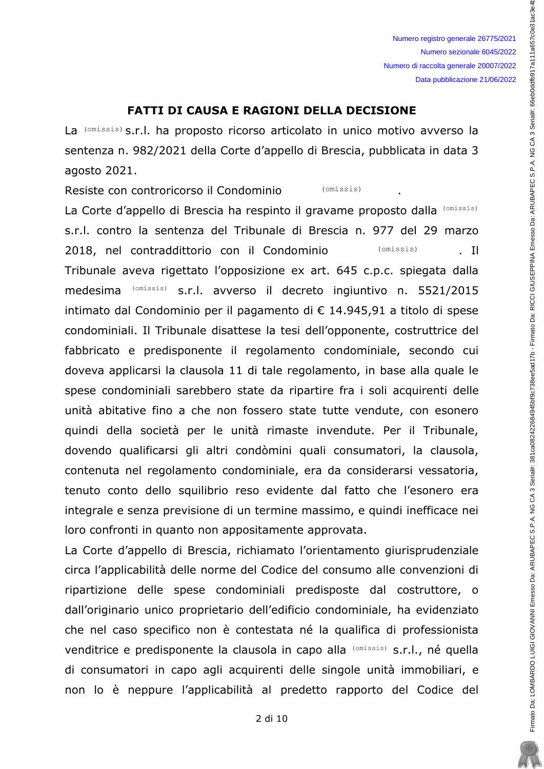## FATTI DI CAUSA E RAGIONI DELLA DECISIONE

La (omissis) s.r.l. ha proposto ricorso articolato in unico motivo avverso la sentenza n. 982/2021 della Corte d'appello di Brescia, pubblicata in data 3 agosto 2021.

Resiste con controricorso il Condominio (omissis).

La Corte d'appello di Brescia ha respinto il gravame proposto dalla (omissis) s.r.l. contro la sentenza del Tribunale di Brescia n. 977 del 29 marzo 2018, nel contraddittorio con il Condominio (omissis). Il Tribunale aveva rigettato l'opposizione ex art. 645 c.p.c. spiegata dalla medesima (omissis) s.r.l. avverso il decreto ingiuntivo n. 5521/2015 intimato dal Condominio per il pagamento di € 14.945,91 a titolo di spese condominiali. Il Tribunale disattese la tesi dell'opponente, costruttrice del fabbricato e predisponente il regolamento condominiale, secondo cui doveva applicarsi la clausola 11 di tale regolamento, in base alla quale le spese condominiali sarebbero state da ripartire fra i soli acquirenti delle unità abitative fino a che non fossero state tutte vendute, con esonero quindi della società per le unità rimaste invendute. Per il Tribunale, dovendo qualificarsi gli altri condòmini quali consumatori, la clausola, contenuta nel regolamento condominiale, era da considerarsi vessatoria, tenuto conto dello squilibrio reso evidente dal fatto che l'esonero era integrale e senza previsione di un termine massimo, e quindi inefficace nei loro confronti in quanto non appositamente approvata.

La Corte d'appello di Brescia, richiamato l'orientamento giurisprudenziale circa l'applicabilità delle norme del Codice del consumo alle convenzioni di ripartizione delle spese condominiali predisposte dal costruttore, o dall'originario unico proprietario dell'edificio condominiale, ha evidenziato che nel caso specifico non è contestata né la qualifica di professionista venditrice e predisponente la clausola in capo alla (omissis) s.r.l., né quella di consumatori in capo agli acquirenti delle singole unità immobiliari, e non lo è neppure l'applicabilità al predetto rapporto del Codice del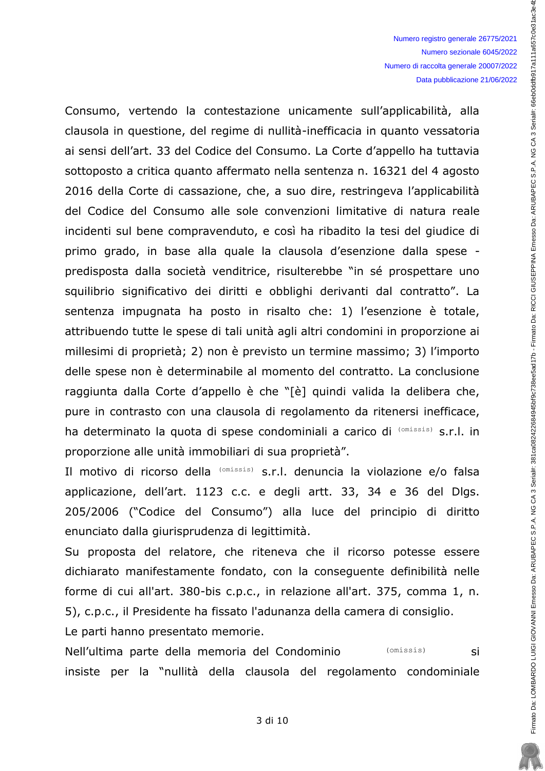Consumo, vertendo la contestazione unicamente sull'applicabilità, alla clausola in questione, del regime di nullità-inefficacia in quanto vessatoria ai sensi dell'art. 33 del Codice del Consumo. La Corte d'appello ha tuttavia sottoposto a critica quanto affermato nella sentenza n. 16321 del 4 agosto 2016 della Corte di cassazione, che, a suo dire, restringeva l'applicabilità del Codice del Consumo alle sole convenzioni limitative di natura reale incidenti sul bene compravenduto, e così ha ribadito la tesi del giudice di primo grado, in base alla quale la clausola d'esenzione dalla spese - predisposta dalla società venditrice, risulterebbe "in sé prospettare uno squilibrio significativo dei diritti e obblighi derivanti dal contratto". La sentenza impugnata ha posto in risalto che: 1) l'esenzione è totale, attribuendo tutte le spese di tali unità agli altri condomini in proporzione ai millesimi di proprietà; 2) non è previsto un termine massimo; 3) l'importo delle spese non è determinabile al momento del contratto. La conclusione raggiunta dalla Corte d'appello è che "[è] quindi valida la delibera che, pure in contrasto con una clausola di regolamento da ritenersi inefficace, ha determinato la quota di spese condominiali a carico di (omissis) s.r.l. in proporzione alle unità immobiliari di sua proprietà".

Il motivo di ricorso della (omissis) s.r.l. denuncia la violazione e/o falsa applicazione, dell'art. 1123 c.c. e degli artt. 33, 34 e 36 del Dlgs. 205/2006 ("Codice del Consumo") alla luce del principio di diritto enunciato dalla giurisprudenza di legittimità.

Su proposta del relatore, che riteneva che il ricorso potesse essere dichiarato manifestamente fondato, con la conseguente definibilità nelle forme di cui all'art. 380-bis c.p.c., in relazione all'art. 375, comma 1, n. 5), c.p.c., il Presidente ha fissato l'adunanza della camera di consiglio.

Le parti hanno presentato memorie.

Nell'ultima parte della memoria del Condominio (omissis) si insiste per la "nullità della clausola del regolamento condominiale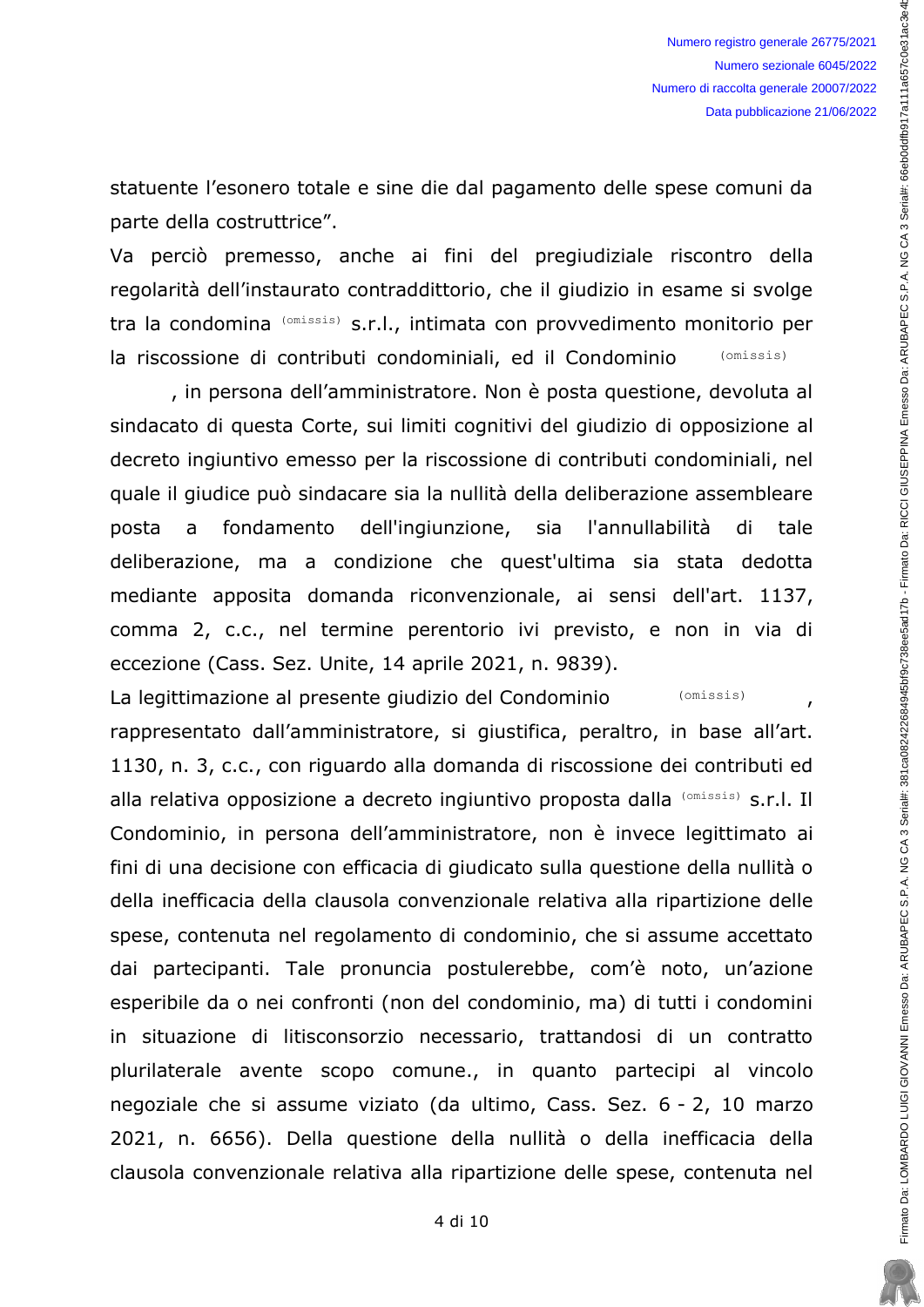statuente l'esonero totale e sine die dal pagamento delle spese comuni da parte della costruttrice".

Va perciò premesso, anche ai fini del pregiudiziale riscontro della regolarità dell'instaurato contraddittorio, che il giudizio in esame si svolge tra la condomina (omissis) s.r.l., intimata con provvedimento monitorio per la riscossione di contributi condominiali, ed il Condominio (omissis), in persona dell'amministratore. Non è posta questione, devoluta al sindacato di questa Corte, sui limiti cognitivi del giudizio di opposizione al decreto ingiuntivo emesso per la riscossione di contributi condominiali, nel quale il giudice può sindacare sia la nullità della deliberazione assembleare posta a fondamento dell'ingiunzione, sia l'annullabilità di tale deliberazione, ma a condizione che quest'ultima sia stata dedotta mediante apposita domanda riconvenzionale, ai sensi dell'art. 1137, comma 2, c.c., nel termine perentorio ivi previsto, e non in via di eccezione (Cass. Sez. Unite, 14 aprile 2021, n. 9839).

La legittimazione al presente giudizio del Condominio (omissis), rappresentato dall'amministratore, si giustifica, peraltro, in base all'art. 1130, n. 3, c.c., con riguardo alla domanda di riscossione dei contributi ed alla relativa opposizione a decreto ingiuntivo proposta dalla (omissis) s.r.l. Il Condominio, in persona dell'amministratore, non è invece legittimato ai fini di una decisione con efficacia di giudicato sulla questione della nullità o della inefficacia della clausola convenzionale relativa alla ripartizione delle spese, contenuta nel regolamento di condominio, che si assume accettato dai partecipanti. Tale pronuncia postulerebbe, com'è noto, un'azione esperibile da o nei confronti (non del condominio, ma) di tutti i condomini in situazione di litisconsorzio necessario, trattandosi di un contratto plurilaterale avente scopo comune., in quanto partecipi al vincolo negoziale che si assume viziato (da ultimo, Cass. Sez. 6 - 2, 10 marzo 2021, n. 6656). Della questione della nullità o della inefficacia della clausola convenzionale relativa alla ripartizione delle spese, contenuta nel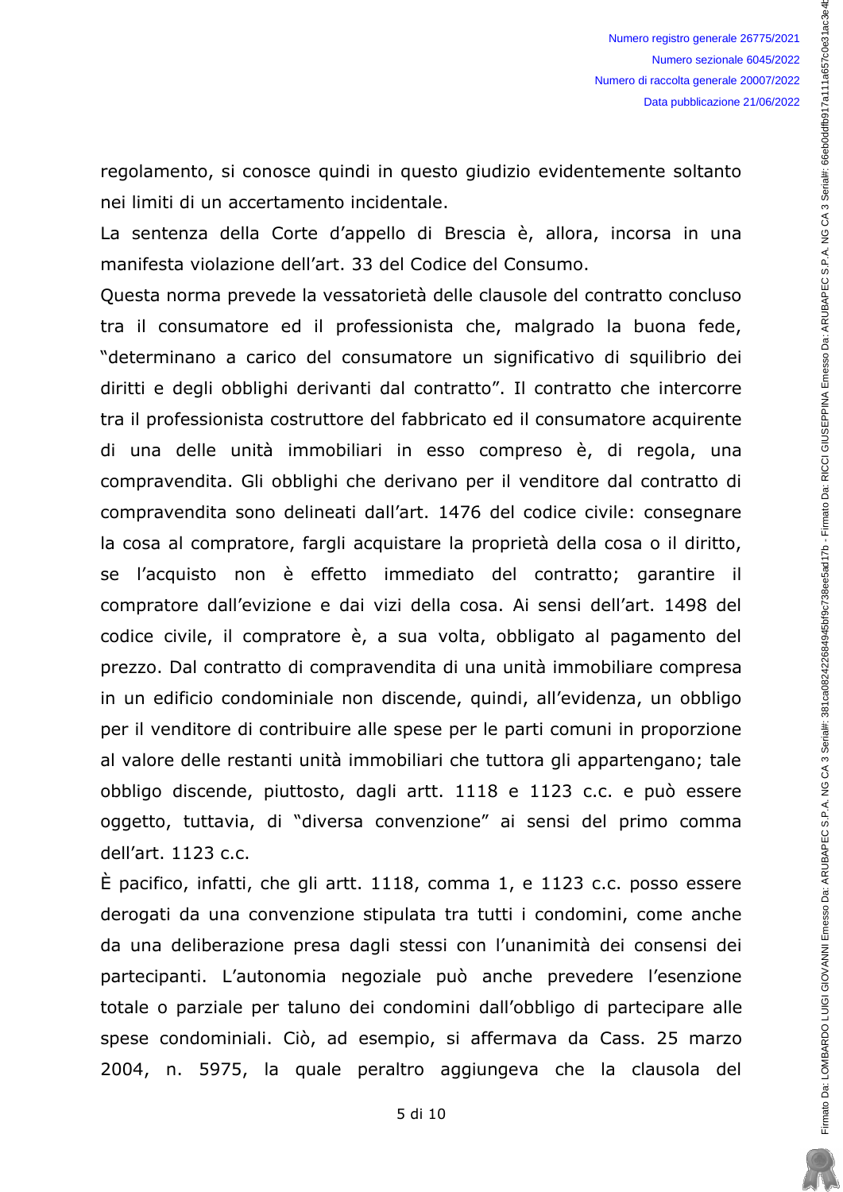regolamento, si conosce quindi in questo giudizio evidentemente soltanto nei limiti di un accertamento incidentale.

La sentenza della Corte d'appello di Brescia è, allora, incorsa in una manifesta violazione dell'art. 33 del Codice del Consumo.

Questa norma prevede la vessatorietà delle clausole del contratto concluso tra il consumatore ed il professionista che, malgrado la buona fede, "determinano a carico del consumatore un significativo di squilibrio dei diritti e degli obblighi derivanti dal contratto". Il contratto che intercorre tra il professionista costruttore del fabbricato ed il consumatore acquirente di una delle unità immobiliari in esso compreso è, di regola, una compravendita. Gli obblighi che derivano per il venditore dal contratto di compravendita sono delineati dall'art. 1476 del codice civile: consegnare la cosa al compratore, fargli acquistare la proprietà della cosa o il diritto, se l'acquisto non è effetto immediato del contratto; garantire il compratore dall'evizione e dai vizi della cosa. Ai sensi dell'art. 1498 del codice civile, il compratore è, a sua volta, obbligato al pagamento del prezzo. Dal contratto di compravendita di una unità immobiliare compresa in un edificio condominiale non discende, quindi, all'evidenza, un obbligo per il venditore di contribuire alle spese per le parti comuni in proporzione al valore delle restanti unità immobiliari che tuttora gli appartengano; tale obbligo discende, piuttosto, dagli artt. 1118 e 1123 c.c. e può essere oggetto, tuttavia, di "diversa convenzione" ai sensi del primo comma dell'art. 1123 c.c.

È pacifico, infatti, che gli artt. 1118, comma 1, e 1123 c.c. posso essere derogati da una convenzione stipulata tra tutti i condomini, come anche da una deliberazione presa dagli stessi con l'unanimità dei consensi dei partecipanti. L'autonomia negoziale può anche prevedere l'esenzione totale o parziale per taluno dei condomini dall'obbligo di partecipare alle spese condominiali. Ciò, ad esempio, si affermava da Cass. 25 marzo 2004, n. 5975, la quale peraltro aggiungeva che la clausola del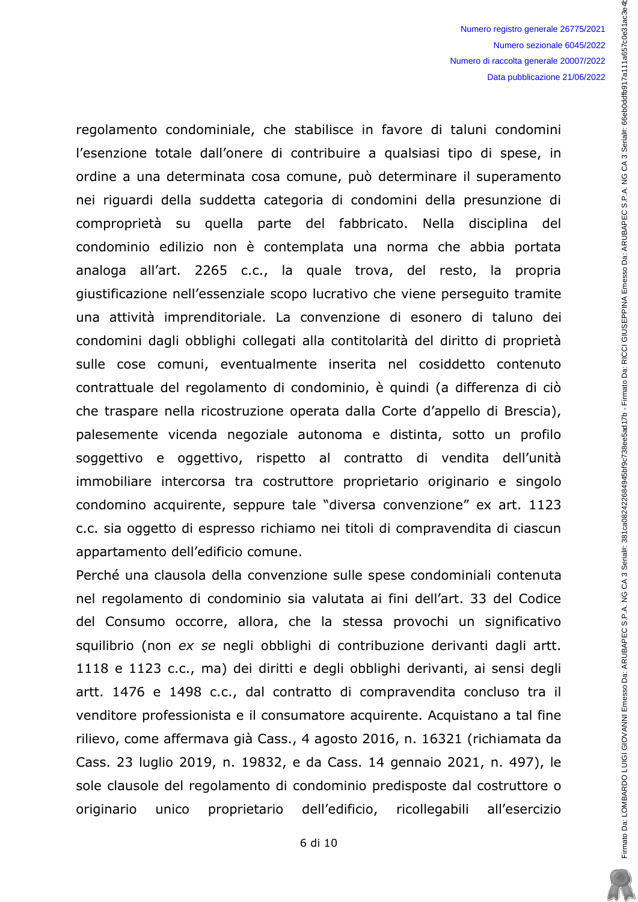regolamento condominiale, che stabilisce in favore di taluni condomini l'esenzione totale dall'onere di contribuire a qualsiasi tipo di spese, in ordine a una determinata cosa comune, può determinare il superamento nei riguardi della suddetta categoria di condomini della presunzione di comproprietà su quella parte del fabbricato. Nella disciplina del condominio edilizio non è contemplata una norma che abbia portata analoga all'art. 2265 c.c., la quale trova, del resto, la propria giustificazione nell'essenziale scopo lucrativo che viene perseguito tramite una attività imprenditoriale. La convenzione di esonero di taluno dei condomini dagli obblighi collegati alla contitolarità del diritto di proprietà sulle cose comuni, eventualmente inserita nel cosiddetto contenuto contrattuale del regolamento di condominio, è quindi (a differenza di ciò che traspare nella ricostruzione operata dalla Corte d'appello di Brescia), palesemente vicenda negoziale autonoma e distinta, sotto un profilo soggettivo e oggettivo, rispetto al contratto di vendita dell'unità immobiliare intercorsa tra costruttore proprietario originario e singolo condomino acquirente, seppure tale "diversa convenzione" ex art. 1123 c.c. sia oggetto di espresso richiamo nei titoli di compravendita di ciascun appartamento dell'edificio comune.

Perché una clausola della convenzione sulle spese condominiali contenuta nel regolamento di condominio sia valutata ai fini dell'art. 33 del Codice del Consumo occorre, allora, che la stessa provochi un significativo squilibrio (non *ex se* negli obblighi di contribuzione derivanti dagli artt. 1118 e 1123 c.c., ma) dei diritti e degli obblighi derivanti, ai sensi degli artt. 1476 e 1498 c.c., dal contratto di compravendita concluso tra il venditore professionista e il consumatore acquirente. Acquistano a tal fine rilievo, come affermava già Cass., 4 agosto 2016, n. 16321 (richiamata da Cass. 23 luglio 2019, n. 19832, e da Cass. 14 gennaio 2021, n. 497), le sole clausole del regolamento di condominio predisposte dal costruttore o originario unico proprietario dell'edificio, ricollegabili all'esercizio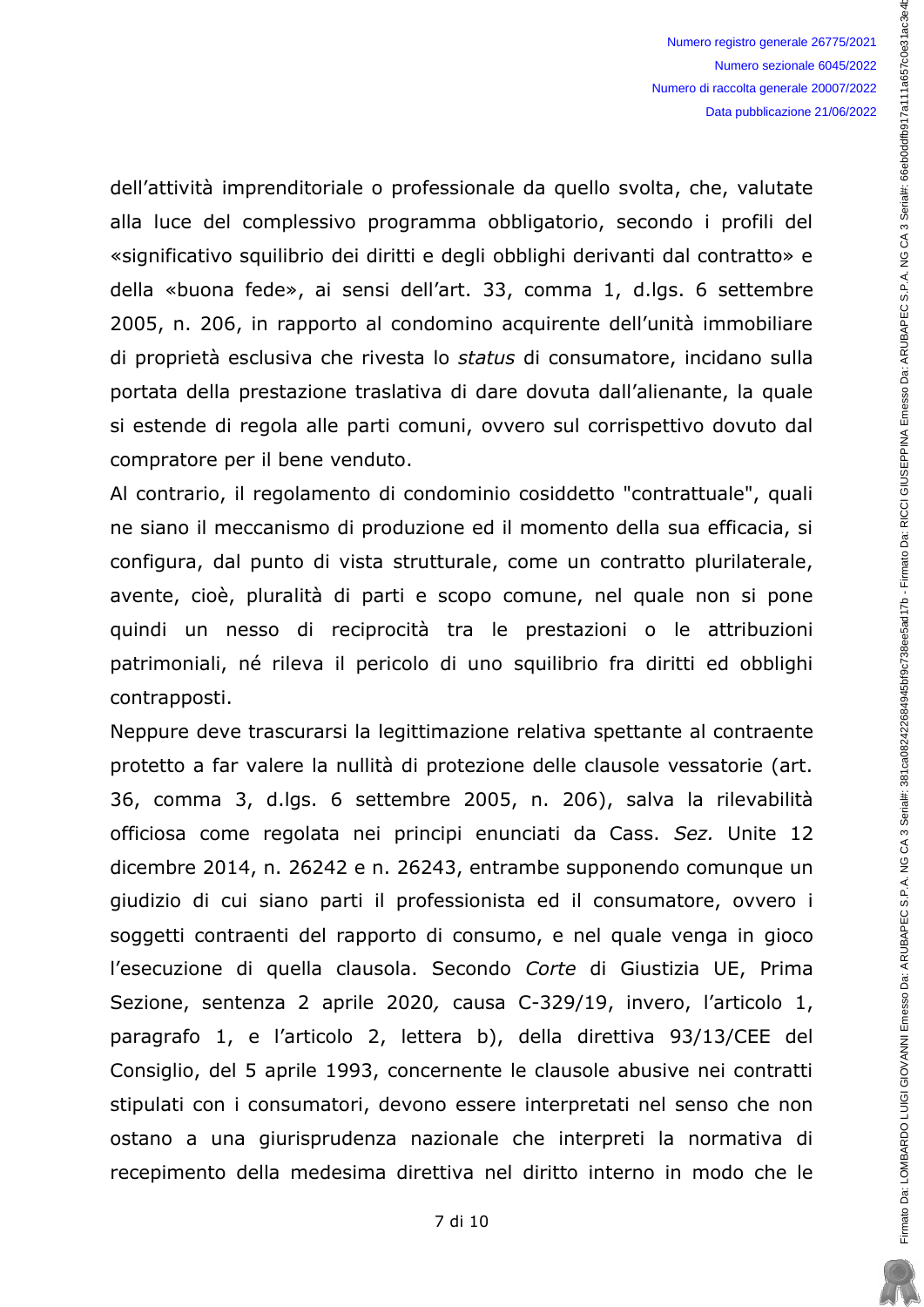dell'attività imprenditoriale o professionale da quello svolta, che, valutate alla luce del complessivo programma obbligatorio, secondo i profili del «significativo squilibrio dei diritti e degli obblighi derivanti dal contratto» e della «buona fede», ai sensi dell'art. 33, comma 1, d.lgs. 6 settembre 2005, n. 206, in rapporto al condomino acquirente dell'unità immobiliare di proprietà esclusiva che rivesta lo *status* di consumatore, incidano sulla portata della prestazione traslativa di dare dovuta dall'alienante, la quale si estende di regola alle parti comuni, ovvero sul corrispettivo dovuto dal compratore per il bene venduto.

Al contrario, il regolamento di condominio cosiddetto "contrattuale", quali ne siano il meccanismo di produzione ed il momento della sua efficacia, si configura, dal punto di vista strutturale, come un contratto plurilaterale, avente, cioè, pluralità di parti e scopo comune, nel quale non si pone quindi un nesso di reciprocità tra le prestazioni o le attribuzioni patrimoniali, né rileva il pericolo di uno squilibrio fra diritti ed obblighi contrapposti.

Neppure deve trascurarsi la legittimazione relativa spettante al contraente protetto a far valere la nullità di protezione delle clausole vessatorie (art. 36, comma 3, d.lgs. 6 settembre 2005, n. 206), salva la rilevabilità officiosa come regolata nei principi enunciati da Cass. *Sez.* Unite 12 dicembre 2014, n. 26242 e n. 26243, entrambe supponendo comunque un giudizio di cui siano parti il professionista ed il consumatore, ovvero i soggetti contraenti del rapporto di consumo, e nel quale venga in gioco l'esecuzione di quella clausola. Secondo *Corte* di Giustizia UE, Prima Sezione, sentenza 2 aprile 2020*,* causa C-329/19, invero, l'articolo 1, paragrafo 1, e l'articolo 2, lettera b), della direttiva 93/13/CEE del Consiglio, del 5 aprile 1993, concernente le clausole abusive nei contratti stipulati con i consumatori, devono essere interpretati nel senso che non ostano a una giurisprudenza nazionale che interpreti la normativa di recepimento della medesima direttiva nel diritto interno in modo che le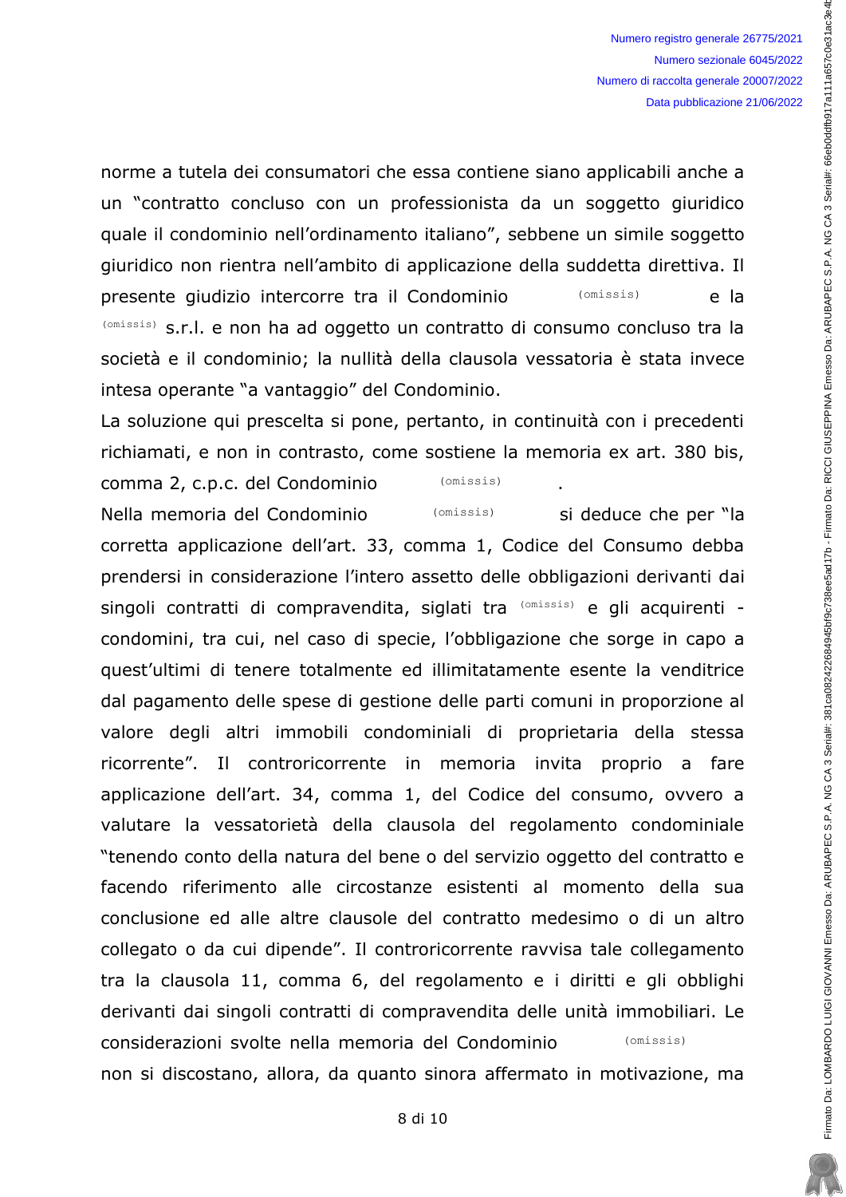norme a tutela dei consumatori che essa contiene siano applicabili anche a un "contratto concluso con un professionista da un soggetto giuridico quale il condominio nell'ordinamento italiano", sebbene un simile soggetto giuridico non rientra nell'ambito di applicazione della suddetta direttiva. Il presente giudizio intercorre tra il Condominio (omissis) e la (omissis) s.r.l. e non ha ad oggetto un contratto di consumo concluso tra la società e il condominio; la nullità della clausola vessatoria è stata invece intesa operante "a vantaggio" del Condominio.

La soluzione qui prescelta si pone, pertanto, in continuità con i precedenti richiamati, e non in contrasto, come sostiene la memoria ex art. 380 bis, comma 2, c.p.c. del Condominio (omissis).

Nella memoria del Condominio (omissis) si deduce che per "la corretta applicazione dell'art. 33, comma 1, Codice del Consumo debba prendersi in considerazione l'intero assetto delle obbligazioni derivanti dai singoli contratti di compravendita, siglati tra (omissis) e gli acquirenti - condomini, tra cui, nel caso di specie, l'obbligazione che sorge in capo a quest'ultimi di tenere totalmente ed illimitatamente esente la venditrice dal pagamento delle spese di gestione delle parti comuni in proporzione al valore degli altri immobili condominiali di proprietaria della stessa ricorrente". Il controricorrente in memoria invita proprio a fare applicazione dell'art. 34, comma 1, del Codice del consumo, ovvero a valutare la vessatorietà della clausola del regolamento condominiale "tenendo conto della natura del bene o del servizio oggetto del contratto e facendo riferimento alle circostanze esistenti al momento della sua conclusione ed alle altre clausole del contratto medesimo o di un altro collegato o da cui dipende". Il controricorrente ravvisa tale collegamento tra la clausola 11, comma 6, del regolamento e i diritti e gli obblighi derivanti dai singoli contratti di compravendita delle unità immobiliari. Le considerazioni svolte nella memoria del Condominio (omissis) non si discostano, allora, da quanto sinora affermato in motivazione, ma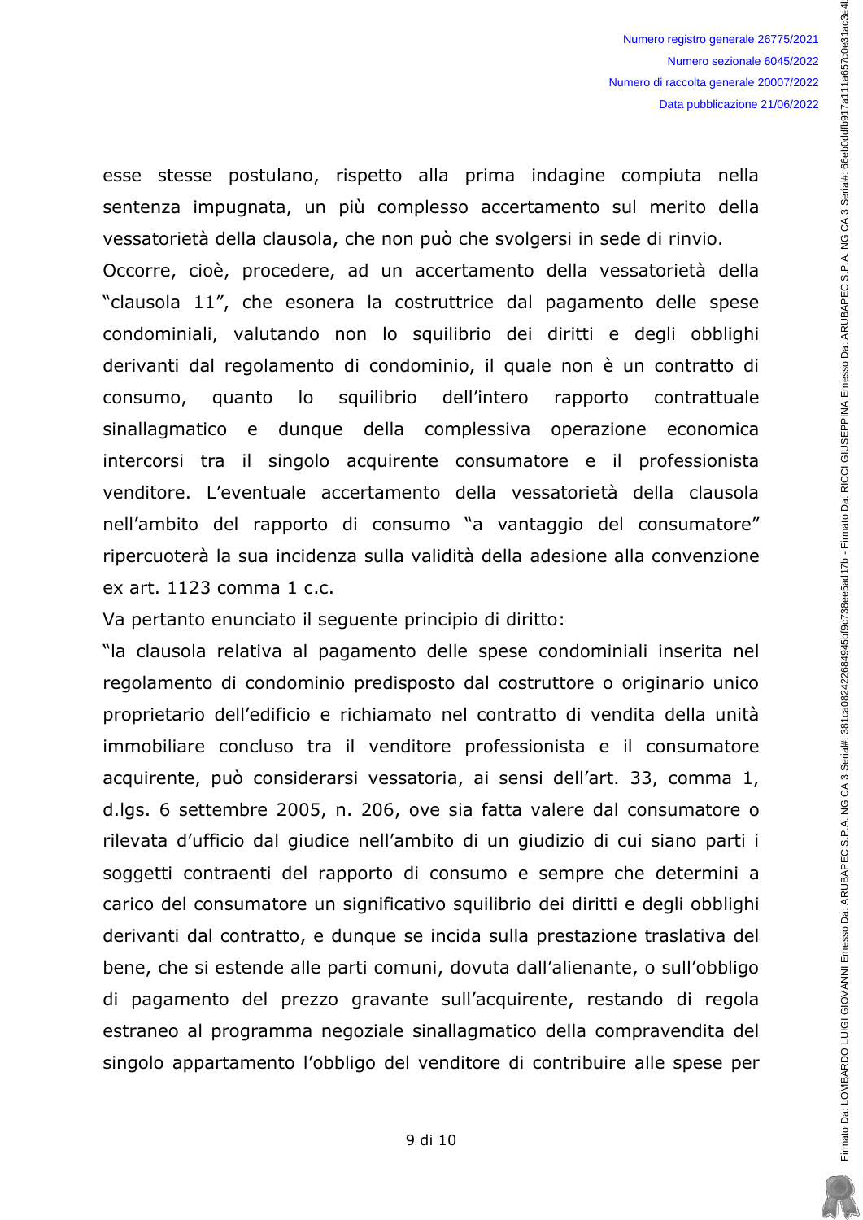esse stesse postulano, rispetto alla prima indagine compiuta nella sentenza impugnata, un più complesso accertamento sul merito della vessatorietà della clausola, che non può che svolgersi in sede di rinvio.

Occorre, cioè, procedere, ad un accertamento della vessatorietà della "clausola 11", che esonera la costruttrice dal pagamento delle spese condominiali, valutando non lo squilibrio dei diritti e degli obblighi derivanti dal regolamento di condominio, il quale non è un contratto di consumo, quanto lo squilibrio dell'intero rapporto contrattuale sinallagmatico e dunque della complessiva operazione economica intercorsi tra il singolo acquirente consumatore e il professionista venditore. L'eventuale accertamento della vessatorietà della clausola nell'ambito del rapporto di consumo "a vantaggio del consumatore" ripercuoterà la sua incidenza sulla validità della adesione alla convenzione ex art. 1123 comma 1 c.c.

Va pertanto enunciato il seguente principio di diritto:

"la clausola relativa al pagamento delle spese condominiali inserita nel regolamento di condominio predisposto dal costruttore o originario unico proprietario dell'edificio e richiamato nel contratto di vendita della unità immobiliare concluso tra il venditore professionista e il consumatore acquirente, può considerarsi vessatoria, ai sensi dell'art. 33, comma 1, d.lgs. 6 settembre 2005, n. 206, ove sia fatta valere dal consumatore o rilevata d'ufficio dal giudice nell'ambito di un giudizio di cui siano parti i soggetti contraenti del rapporto di consumo e sempre che determini a carico del consumatore un significativo squilibrio dei diritti e degli obblighi derivanti dal contratto, e dunque se incida sulla prestazione traslativa del bene, che si estende alle parti comuni, dovuta dall'alienante, o sull'obbligo di pagamento del prezzo gravante sull'acquirente, restando di regola estraneo al programma negoziale sinallagmatico della compravendita del singolo appartamento l'obbligo del venditore di contribuire alle spese per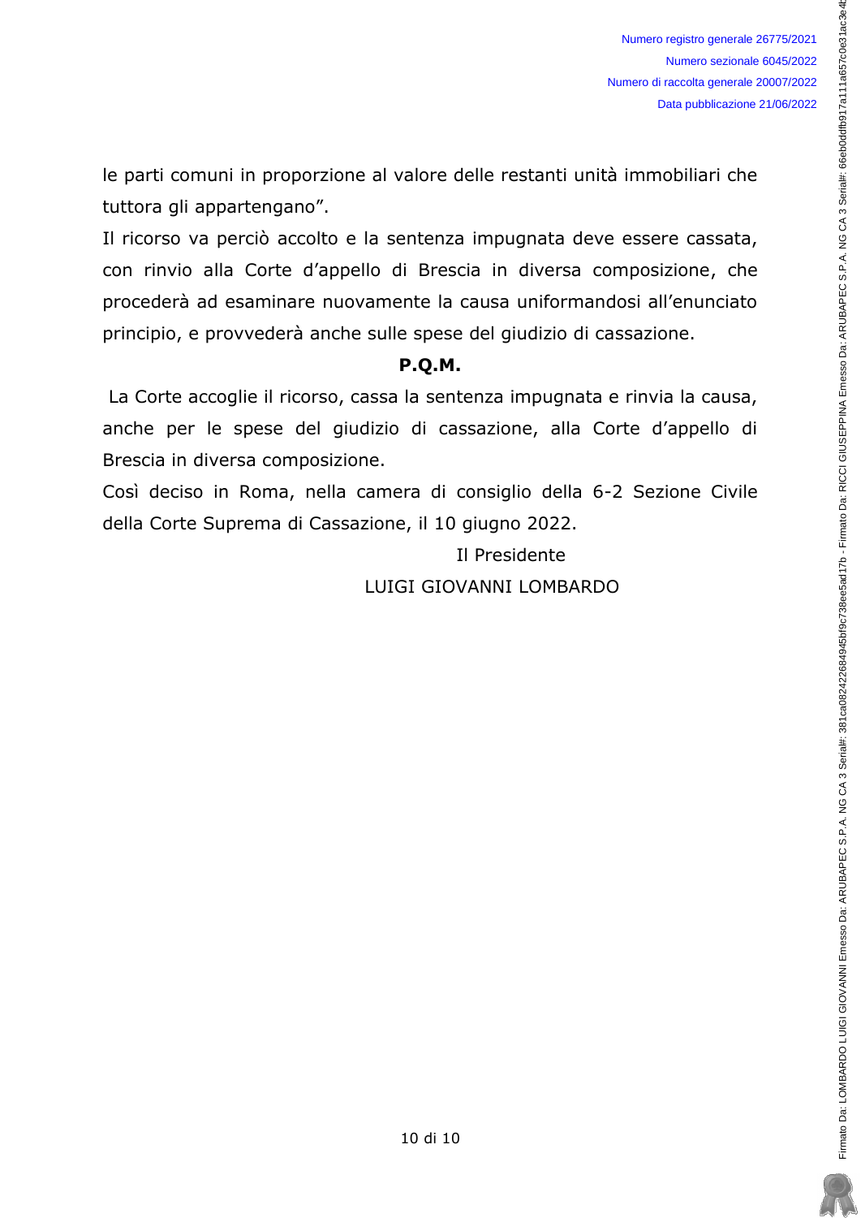le parti comuni in proporzione al valore delle restanti unità immobiliari che tuttora gli appartengano".

Il ricorso va perciò accolto e la sentenza impugnata deve essere cassata, con rinvio alla Corte d'appello di Brescia in diversa composizione, che procederà ad esaminare nuovamente la causa uniformandosi all'enunciato principio, e provvederà anche sulle spese del giudizio di cassazione.

**P.Q.M.**

La Corte accoglie il ricorso, cassa la sentenza impugnata e rinvia la causa, anche per le spese del giudizio di cassazione, alla Corte d'appello di Brescia in diversa composizione.

Così deciso in Roma, nella camera di consiglio della 6-2 Sezione Civile della Corte Suprema di Cassazione, il 10 giugno 2022.

Il Presidente

LUIGI GIOVANNI LOMBARDO